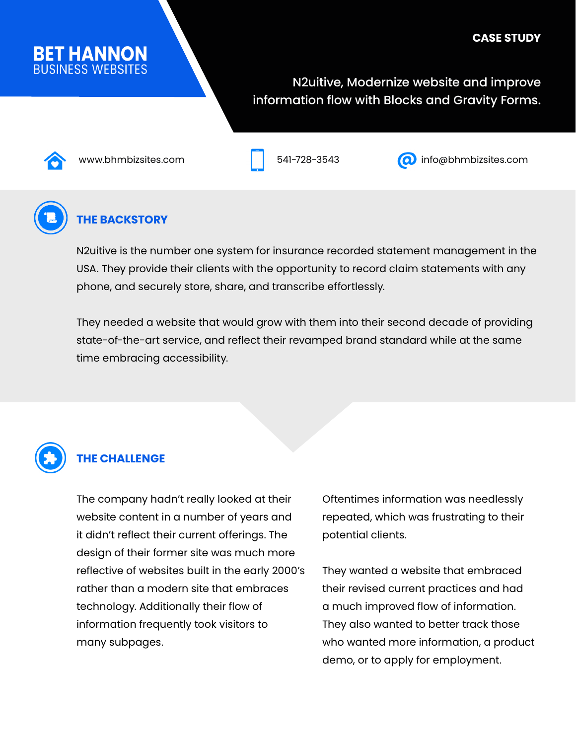# BET HANNON
BUSINESS WEBSITES

**CASE STUDY**

N2uitive, Modernize website and improve information flow with Blocks and Gravity Forms.

www.bhmbizsites.com

541-728-3543

info@bhmbizsites.com

## THE BACKSTORY

N2uitive is the number one system for insurance recorded statement management in the USA. They provide their clients with the opportunity to record claim statements with any phone, and securely store, share, and transcribe effortlessly.

They needed a website that would grow with them into their second decade of providing state-of-the-art service, and reflect their revamped brand standard while at the same time embracing accessibility.

## THE CHALLENGE

The company hadn't really looked at their website content in a number of years and it didn't reflect their current offerings. The design of their former site was much more reflective of websites built in the early 2000's rather than a modern site that embraces technology. Additionally their flow of information frequently took visitors to many subpages.

Oftentimes information was needlessly repeated, which was frustrating to their potential clients.

They wanted a website that embraced their revised current practices and had a much improved flow of information. They also wanted to better track those who wanted more information, a product demo, or to apply for employment.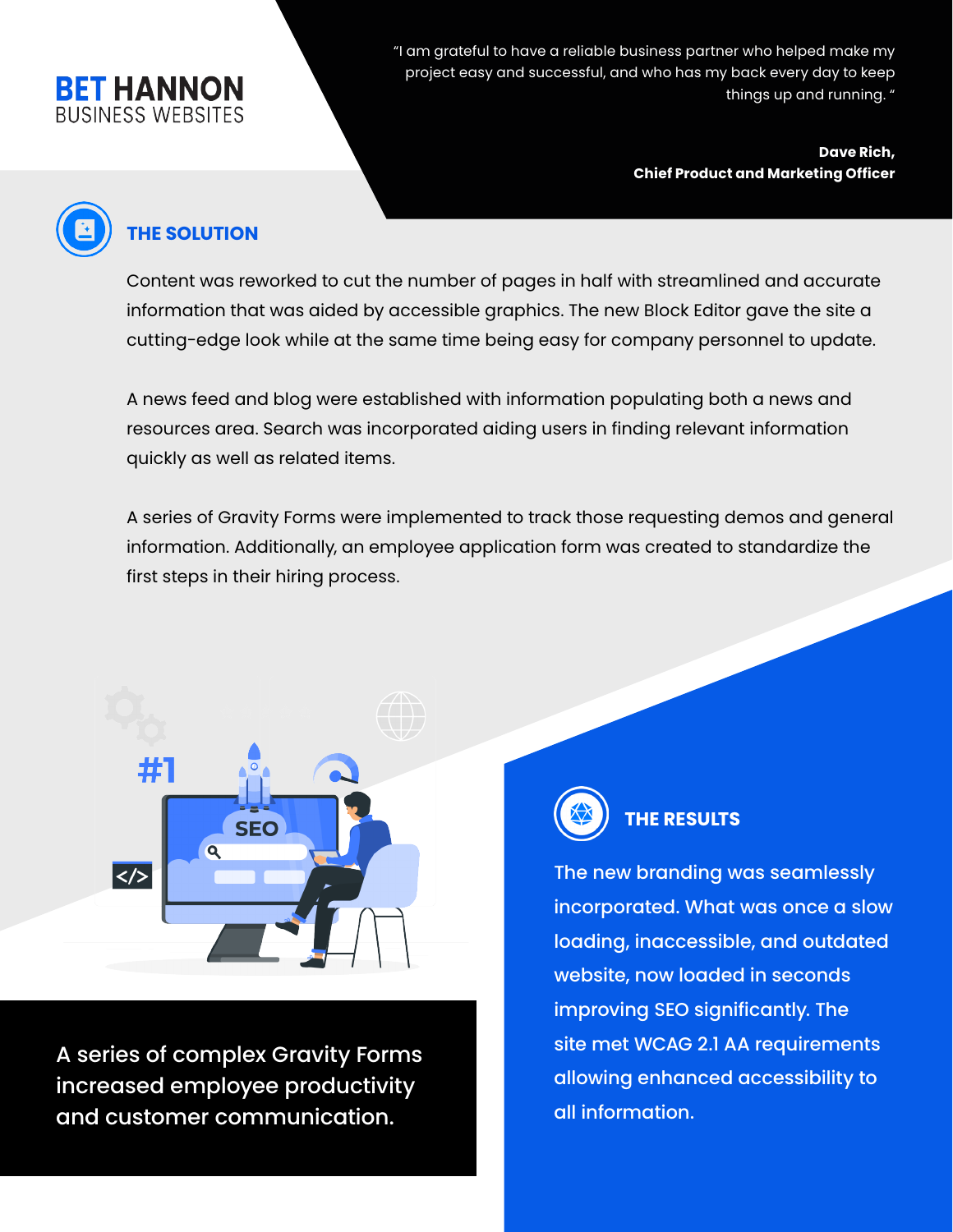**BET HANNON**
BUSINESS WEBSITES

"I am grateful to have a reliable business partner who helped make my project easy and successful, and who has my back every day to keep things up and running. "

**Dave Rich,**
**Chief Product and Marketing Officer**

## THE SOLUTION

Content was reworked to cut the number of pages in half with streamlined and accurate information that was aided by accessible graphics. The new Block Editor gave the site a cutting-edge look while at the same time being easy for company personnel to update.

A news feed and blog were established with information populating both a news and resources area. Search was incorporated aiding users in finding relevant information quickly as well as related items.

A series of Gravity Forms were implemented to track those requesting demos and general information. Additionally, an employee application form was created to standardize the first steps in their hiring process.

A series of complex Gravity Forms increased employee productivity and customer communication.

## THE RESULTS

The new branding was seamlessly incorporated. What was once a slow loading, inaccessible, and outdated website, now loaded in seconds improving SEO significantly. The site met WCAG 2.1 AA requirements allowing enhanced accessibility to all information.